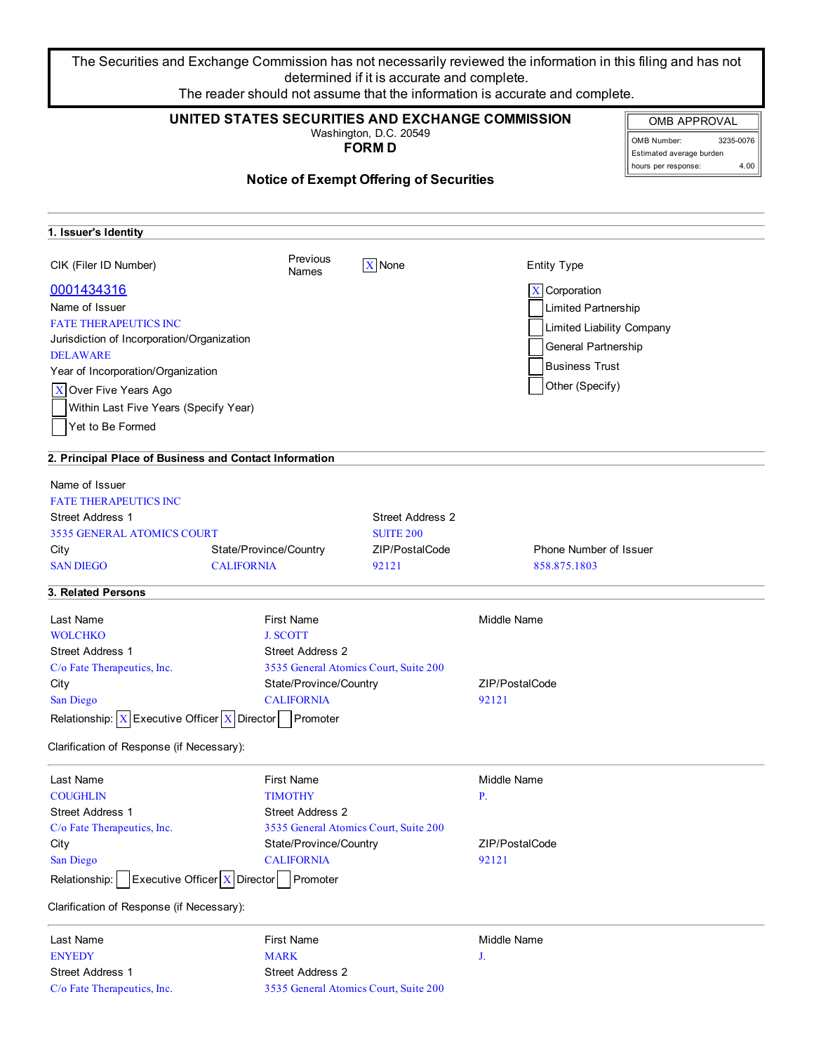> The Securities and Exchange Commission has not necessarily reviewed the information in this filing and has not determined if it is accurate and complete.
> The reader should not assume that the information is accurate and complete.

**UNITED STATES SECURITIES AND EXCHANGE COMMISSION**
Washington, D.C. 20549

**FORM D**

| OMB APPROVAL | |
|---|---|
| OMB Number: | 3235-0076 |
| Estimated average burden hours per response: | 4.00 |

## Notice of Exempt Offering of Securities

### 1. Issuer's Identity

CIK (Filer ID Number)
0001434316

Previous Names: [X] None

Name of Issuer
FATE THERAPEUTICS INC

Jurisdiction of Incorporation/Organization
DELAWARE

Year of Incorporation/Organization
- [X] Over Five Years Ago
- [ ] Within Last Five Years (Specify Year)
- [ ] Yet to Be Formed

Entity Type
- [X] Corporation
- [ ] Limited Partnership
- [ ] Limited Liability Company
- [ ] General Partnership
- [ ] Business Trust
- [ ] Other (Specify)

### 2. Principal Place of Business and Contact Information

Name of Issuer
FATE THERAPEUTICS INC

Street Address 1: 3535 GENERAL ATOMICS COURT
Street Address 2: SUITE 200

City: SAN DIEGO
State/Province/Country: CALIFORNIA
ZIP/PostalCode: 92121
Phone Number of Issuer: 858.875.1803

### 3. Related Persons

Last Name: WOLCHKO
First Name: J. SCOTT
Middle Name:
Street Address 1: C/o Fate Therapeutics, Inc.
Street Address 2: 3535 General Atomics Court, Suite 200
City: San Diego
State/Province/Country: CALIFORNIA
ZIP/PostalCode: 92121

Relationship: [X] Executive Officer [X] Director [ ] Promoter

Clarification of Response (if Necessary):

---

Last Name: COUGHLIN
First Name: TIMOTHY
Middle Name: P.
Street Address 1: C/o Fate Therapeutics, Inc.
Street Address 2: 3535 General Atomics Court, Suite 200
City: San Diego
State/Province/Country: CALIFORNIA
ZIP/PostalCode: 92121

Relationship: [ ] Executive Officer [X] Director [ ] Promoter

Clarification of Response (if Necessary):

---

Last Name: ENYEDY
First Name: MARK
Middle Name: J.
Street Address 1: C/o Fate Therapeutics, Inc.
Street Address 2: 3535 General Atomics Court, Suite 200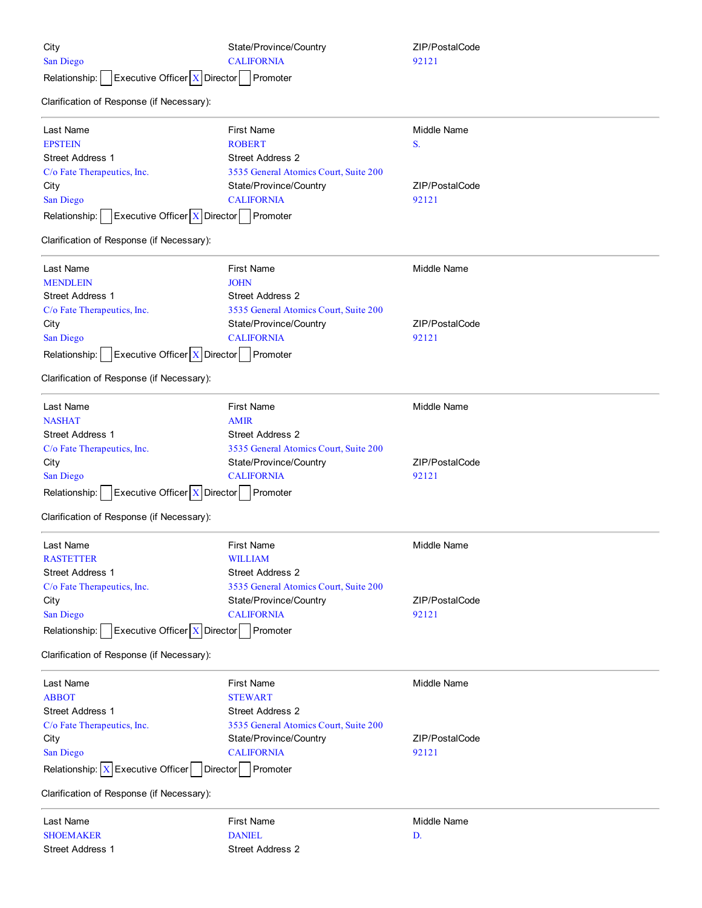| City | State/Province/Country | ZIP/PostalCode |
|---|---|---|
| San Diego | CALIFORNIA | 92121 |

Relationship: [ ] Executive Officer [X] Director [ ] Promoter

Clarification of Response (if Necessary):

---

| Last Name | First Name | Middle Name |
|---|---|---|
| EPSTEIN | ROBERT | S. |
| Street Address 1 | Street Address 2 | |
| C/o Fate Therapeutics, Inc. | 3535 General Atomics Court, Suite 200 | |
| City | State/Province/Country | ZIP/PostalCode |
| San Diego | CALIFORNIA | 92121 |

Relationship: [ ] Executive Officer [X] Director [ ] Promoter

Clarification of Response (if Necessary):

---

| Last Name | First Name | Middle Name |
|---|---|---|
| MENDLEIN | JOHN | |
| Street Address 1 | Street Address 2 | |
| C/o Fate Therapeutics, Inc. | 3535 General Atomics Court, Suite 200 | |
| City | State/Province/Country | ZIP/PostalCode |
| San Diego | CALIFORNIA | 92121 |

Relationship: [ ] Executive Officer [X] Director [ ] Promoter

Clarification of Response (if Necessary):

---

| Last Name | First Name | Middle Name |
|---|---|---|
| NASHAT | AMIR | |
| Street Address 1 | Street Address 2 | |
| C/o Fate Therapeutics, Inc. | 3535 General Atomics Court, Suite 200 | |
| City | State/Province/Country | ZIP/PostalCode |
| San Diego | CALIFORNIA | 92121 |

Relationship: [ ] Executive Officer [X] Director [ ] Promoter

Clarification of Response (if Necessary):

---

| Last Name | First Name | Middle Name |
|---|---|---|
| RASTETTER | WILLIAM | |
| Street Address 1 | Street Address 2 | |
| C/o Fate Therapeutics, Inc. | 3535 General Atomics Court, Suite 200 | |
| City | State/Province/Country | ZIP/PostalCode |
| San Diego | CALIFORNIA | 92121 |

Relationship: [ ] Executive Officer [X] Director [ ] Promoter

Clarification of Response (if Necessary):

---

| Last Name | First Name | Middle Name |
|---|---|---|
| ABBOT | STEWART | |
| Street Address 1 | Street Address 2 | |
| C/o Fate Therapeutics, Inc. | 3535 General Atomics Court, Suite 200 | |
| City | State/Province/Country | ZIP/PostalCode |
| San Diego | CALIFORNIA | 92121 |

Relationship: [X] Executive Officer [ ] Director [ ] Promoter

Clarification of Response (if Necessary):

---

| Last Name | First Name | Middle Name |
|---|---|---|
| SHOEMAKER | DANIEL | D. |
| Street Address 1 | Street Address 2 | |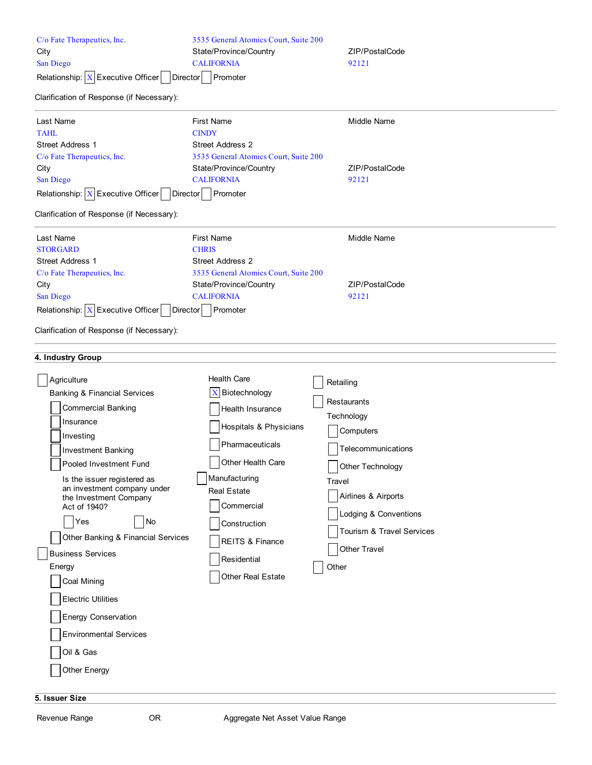| | | |
|---|---|---|
| C/o Fate Therapeutics, Inc. | 3535 General Atomics Court, Suite 200 | |
| City | State/Province/Country | ZIP/PostalCode |
| San Diego | CALIFORNIA | 92121 |

Relationship: [X] Executive Officer [ ] Director [ ] Promoter

Clarification of Response (if Necessary):

---

| Last Name | First Name | Middle Name |
|---|---|---|
| TAHL | CINDY | |
| Street Address 1 | Street Address 2 | |
| C/o Fate Therapeutics, Inc. | 3535 General Atomics Court, Suite 200 | |
| City | State/Province/Country | ZIP/PostalCode |
| San Diego | CALIFORNIA | 92121 |

Relationship: [X] Executive Officer [ ] Director [ ] Promoter

Clarification of Response (if Necessary):

---

| Last Name | First Name | Middle Name |
|---|---|---|
| STORGARD | CHRIS | |
| Street Address 1 | Street Address 2 | |
| C/o Fate Therapeutics, Inc. | 3535 General Atomics Court, Suite 200 | |
| City | State/Province/Country | ZIP/PostalCode |
| San Diego | CALIFORNIA | 92121 |

Relationship: [X] Executive Officer [ ] Director [ ] Promoter

Clarification of Response (if Necessary):

---

## 4. Industry Group

[ ] Agriculture

Banking & Financial Services
- [ ] Commercial Banking
- [ ] Insurance
- [ ] Investing
- [ ] Investment Banking
- [ ] Pooled Investment Fund

  Is the issuer registered as an investment company under the Investment Company Act of 1940?

  [ ] Yes [ ] No

- [ ] Other Banking & Financial Services

[ ] Business Services

Energy
- [ ] Coal Mining
- [ ] Electric Utilities
- [ ] Energy Conservation
- [ ] Environmental Services
- [ ] Oil & Gas
- [ ] Other Energy

Health Care
- [X] Biotechnology
- [ ] Health Insurance
- [ ] Hospitals & Physicians
- [ ] Pharmaceuticals
- [ ] Other Health Care

[ ] Manufacturing

Real Estate
- [ ] Commercial
- [ ] Construction
- [ ] REITS & Finance
- [ ] Residential
- [ ] Other Real Estate

[ ] Retailing

[ ] Restaurants

Technology
- [ ] Computers
- [ ] Telecommunications
- [ ] Other Technology

Travel
- [ ] Airlines & Airports
- [ ] Lodging & Conventions
- [ ] Tourism & Travel Services
- [ ] Other Travel

[ ] Other

## 5. Issuer Size

Revenue Range OR Aggregate Net Asset Value Range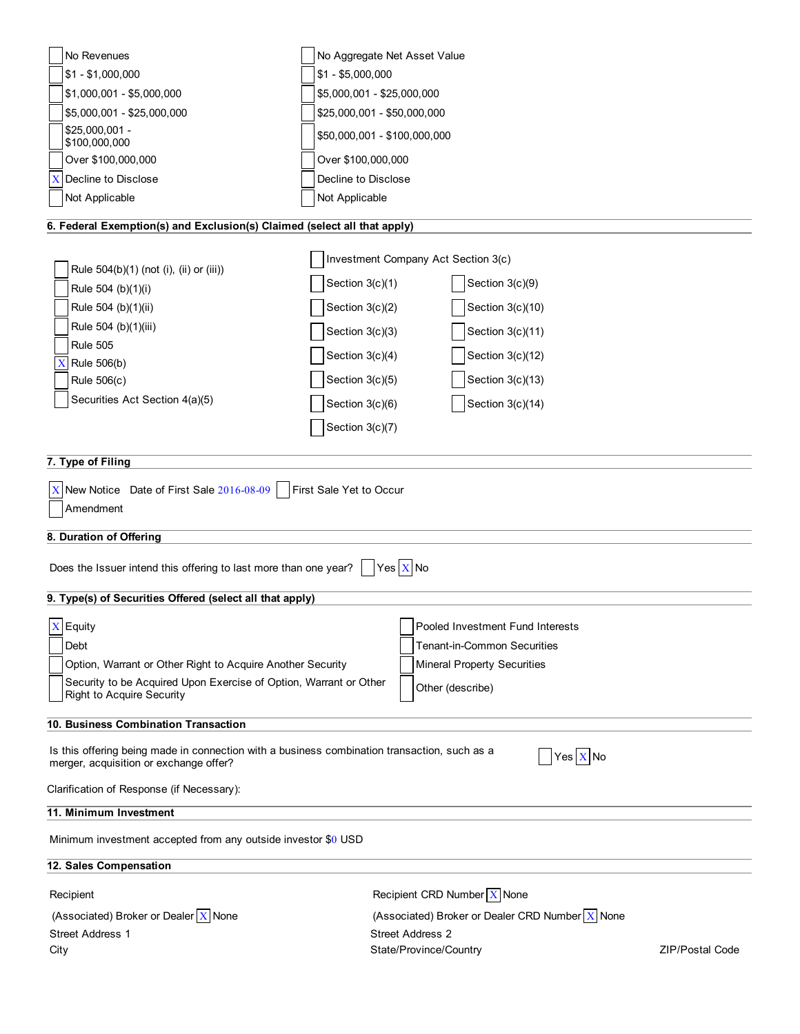| Revenue Range | Aggregate Net Asset Value Range |
|---|---|
| [ ] No Revenues | [ ] No Aggregate Net Asset Value |
| [ ] $1 - $1,000,000 | [ ] $1 - $5,000,000 |
| [ ] $1,000,001 - $5,000,000 | [ ] $5,000,001 - $25,000,000 |
| [ ] $5,000,001 - $25,000,000 | [ ] $25,000,001 - $50,000,000 |
| [ ] $25,000,001 - $100,000,000 | [ ] $50,000,001 - $100,000,000 |
| [ ] Over $100,000,000 | [ ] Over $100,000,000 |
| [X] Decline to Disclose | [ ] Decline to Disclose |
| [ ] Not Applicable | [ ] Not Applicable |

## 6. Federal Exemption(s) and Exclusion(s) Claimed (select all that apply)

- [ ] Rule 504(b)(1) (not (i), (ii) or (iii))
- [ ] Rule 504 (b)(1)(i)
- [ ] Rule 504 (b)(1)(ii)
- [ ] Rule 504 (b)(1)(iii)
- [ ] Rule 505
- [X] Rule 506(b)
- [ ] Rule 506(c)
- [ ] Securities Act Section 4(a)(5)

- [ ] Investment Company Act Section 3(c)

| | |
|---|---|
| [ ] Section 3(c)(1) | [ ] Section 3(c)(9) |
| [ ] Section 3(c)(2) | [ ] Section 3(c)(10) |
| [ ] Section 3(c)(3) | [ ] Section 3(c)(11) |
| [ ] Section 3(c)(4) | [ ] Section 3(c)(12) |
| [ ] Section 3(c)(5) | [ ] Section 3(c)(13) |
| [ ] Section 3(c)(6) | [ ] Section 3(c)(14) |
| [ ] Section 3(c)(7) | |

## 7. Type of Filing

[X] New Notice Date of First Sale 2016-08-09 [ ] First Sale Yet to Occur

[ ] Amendment

## 8. Duration of Offering

Does the Issuer intend this offering to last more than one year? [ ] Yes [X] No

## 9. Type(s) of Securities Offered (select all that apply)

| | |
|---|---|
| [X] Equity | [ ] Pooled Investment Fund Interests |
| [ ] Debt | [ ] Tenant-in-Common Securities |
| [ ] Option, Warrant or Other Right to Acquire Another Security | [ ] Mineral Property Securities |
| [ ] Security to be Acquired Upon Exercise of Option, Warrant or Other Right to Acquire Security | [ ] Other (describe) |

## 10. Business Combination Transaction

Is this offering being made in connection with a business combination transaction, such as a merger, acquisition or exchange offer? [ ] Yes [X] No

Clarification of Response (if Necessary):

## 11. Minimum Investment

Minimum investment accepted from any outside investor $0 USD

## 12. Sales Compensation

| | | |
|---|---|---|
| Recipient | Recipient CRD Number [X] None | |
| (Associated) Broker or Dealer [X] None | (Associated) Broker or Dealer CRD Number [X] None | |
| Street Address 1 | Street Address 2 | |
| City | State/Province/Country | ZIP/Postal Code |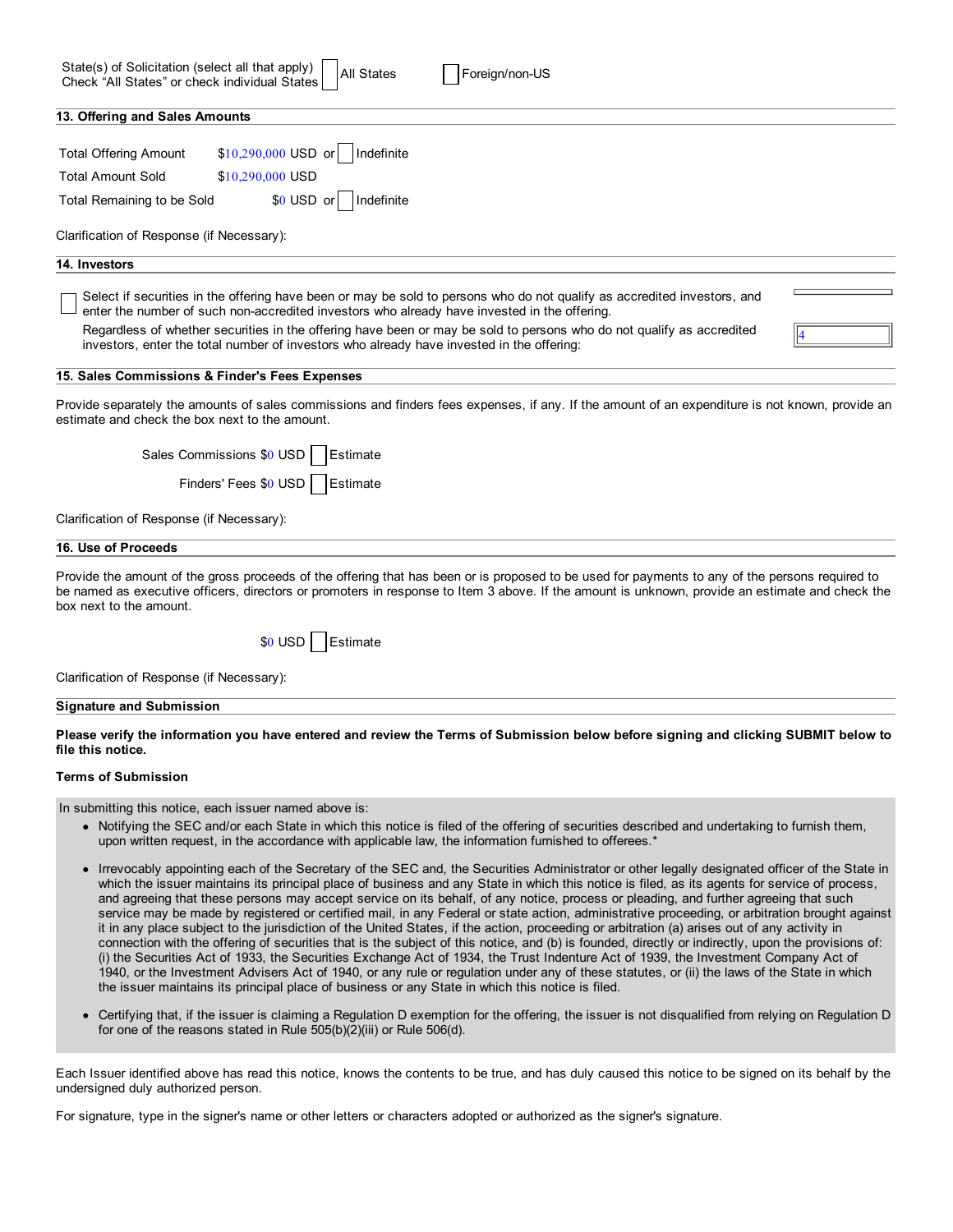State(s) of Solicitation (select all that apply)
Check "All States" or check individual States ☐ All States ☐ Foreign/non-US

## 13. Offering and Sales Amounts

| | |
|---|---|
| Total Offering Amount | $10,290,000 USD or ☐ Indefinite |
| Total Amount Sold | $10,290,000 USD |
| Total Remaining to be Sold | $0 USD or ☐ Indefinite |

Clarification of Response (if Necessary):

## 14. Investors

☐ Select if securities in the offering have been or may be sold to persons who do not qualify as accredited investors, and enter the number of such non-accredited investors who already have invested in the offering.

Regardless of whether securities in the offering have been or may be sold to persons who do not qualify as accredited investors, enter the total number of investors who already have invested in the offering: 4

## 15. Sales Commissions & Finder's Fees Expenses

Provide separately the amounts of sales commissions and finders fees expenses, if any. If the amount of an expenditure is not known, provide an estimate and check the box next to the amount.

Sales Commissions $0 USD ☐ Estimate

Finders' Fees $0 USD ☐ Estimate

Clarification of Response (if Necessary):

## 16. Use of Proceeds

Provide the amount of the gross proceeds of the offering that has been or is proposed to be used for payments to any of the persons required to be named as executive officers, directors or promoters in response to Item 3 above. If the amount is unknown, provide an estimate and check the box next to the amount.

$0 USD ☐ Estimate

Clarification of Response (if Necessary):

## Signature and Submission

**Please verify the information you have entered and review the Terms of Submission below before signing and clicking SUBMIT below to file this notice.**

### Terms of Submission

In submitting this notice, each issuer named above is:

- Notifying the SEC and/or each State in which this notice is filed of the offering of securities described and undertaking to furnish them, upon written request, in the accordance with applicable law, the information furnished to offerees.*
- Irrevocably appointing each of the Secretary of the SEC and, the Securities Administrator or other legally designated officer of the State in which the issuer maintains its principal place of business and any State in which this notice is filed, as its agents for service of process, and agreeing that these persons may accept service on its behalf, of any notice, process or pleading, and further agreeing that such service may be made by registered or certified mail, in any Federal or state action, administrative proceeding, or arbitration brought against it in any place subject to the jurisdiction of the United States, if the action, proceeding or arbitration (a) arises out of any activity in connection with the offering of securities that is the subject of this notice, and (b) is founded, directly or indirectly, upon the provisions of: (i) the Securities Act of 1933, the Securities Exchange Act of 1934, the Trust Indenture Act of 1939, the Investment Company Act of 1940, or the Investment Advisers Act of 1940, or any rule or regulation under any of these statutes, or (ii) the laws of the State in which the issuer maintains its principal place of business or any State in which this notice is filed.
- Certifying that, if the issuer is claiming a Regulation D exemption for the offering, the issuer is not disqualified from relying on Regulation D for one of the reasons stated in Rule 505(b)(2)(iii) or Rule 506(d).

Each Issuer identified above has read this notice, knows the contents to be true, and has duly caused this notice to be signed on its behalf by the undersigned duly authorized person.

For signature, type in the signer's name or other letters or characters adopted or authorized as the signer's signature.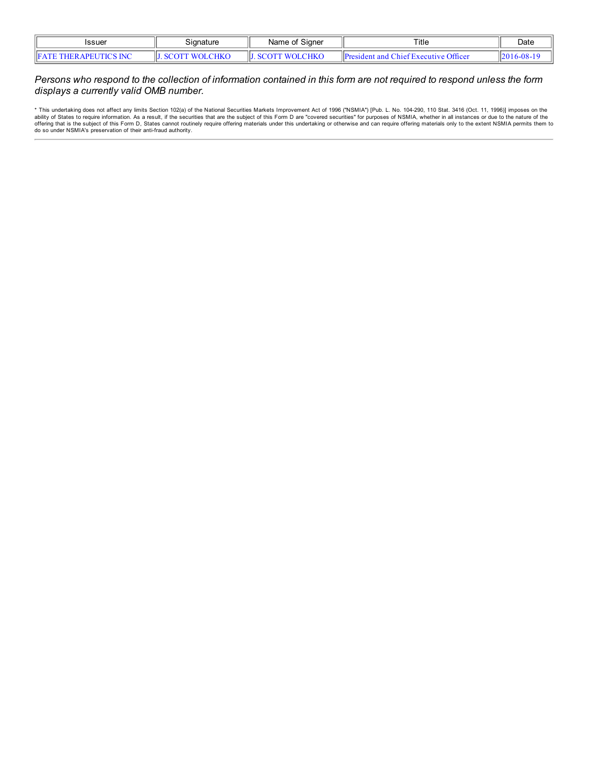| Issuer | Signature | Name of Signer | Title | Date |
| --- | --- | --- | --- | --- |
| FATE THERAPEUTICS INC | J. SCOTT WOLCHKO | J. SCOTT WOLCHKO | President and Chief Executive Officer | 2016-08-19 |

*Persons who respond to the collection of information contained in this form are not required to respond unless the form displays a currently valid OMB number.*

* This undertaking does not affect any limits Section 102(a) of the National Securities Markets Improvement Act of 1996 ("NSMIA") [Pub. L. No. 104-290, 110 Stat. 3416 (Oct. 11, 1996)] imposes on the ability of States to require information. As a result, if the securities that are the subject of this Form D are "covered securities" for purposes of NSMIA, whether in all instances or due to the nature of the offering that is the subject of this Form D, States cannot routinely require offering materials under this undertaking or otherwise and can require offering materials only to the extent NSMIA permits them to do so under NSMIA's preservation of their anti-fraud authority.